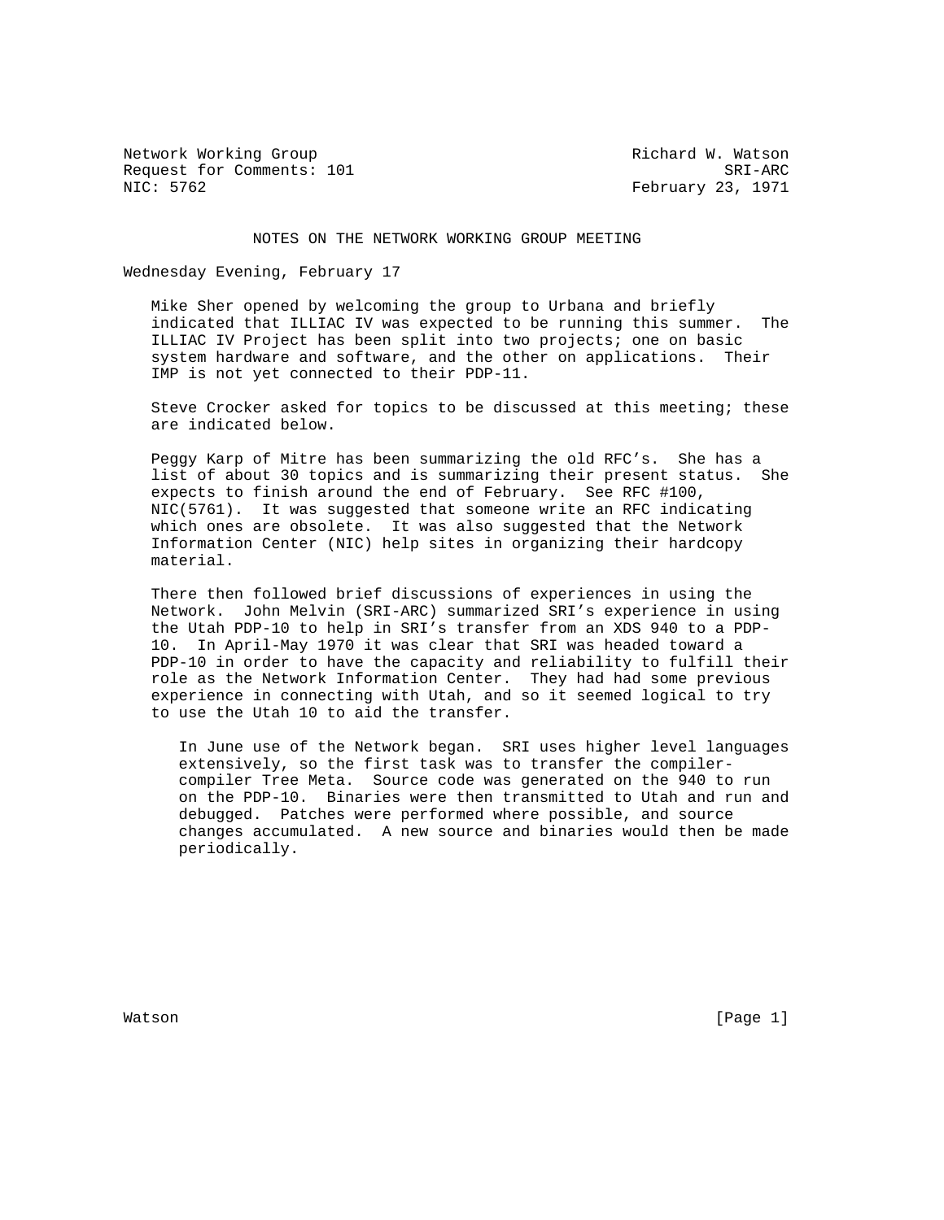Network Working Group                                      Richard W. Watson
Request for Comments: 101                                            SRI-ARC
NIC: 5762                                                  February 23, 1971

# NOTES ON THE NETWORK WORKING GROUP MEETING

## Wednesday Evening, February 17

Mike Sher opened by welcoming the group to Urbana and briefly indicated that ILLIAC IV was expected to be running this summer. The ILLIAC IV Project has been split into two projects; one on basic system hardware and software, and the other on applications. Their IMP is not yet connected to their PDP-11.

Steve Crocker asked for topics to be discussed at this meeting; these are indicated below.

Peggy Karp of Mitre has been summarizing the old RFC's. She has a list of about 30 topics and is summarizing their present status. She expects to finish around the end of February. See RFC #100, NIC(5761). It was suggested that someone write an RFC indicating which ones are obsolete. It was also suggested that the Network Information Center (NIC) help sites in organizing their hardcopy material.

There then followed brief discussions of experiences in using the Network. John Melvin (SRI-ARC) summarized SRI's experience in using the Utah PDP-10 to help in SRI's transfer from an XDS 940 to a PDP-10. In April-May 1970 it was clear that SRI was headed toward a PDP-10 in order to have the capacity and reliability to fulfill their role as the Network Information Center. They had had some previous experience in connecting with Utah, and so it seemed logical to try to use the Utah 10 to aid the transfer.

In June use of the Network began. SRI uses higher level languages extensively, so the first task was to transfer the compiler-compiler Tree Meta. Source code was generated on the 940 to run on the PDP-10. Binaries were then transmitted to Utah and run and debugged. Patches were performed where possible, and source changes accumulated. A new source and binaries would then be made periodically.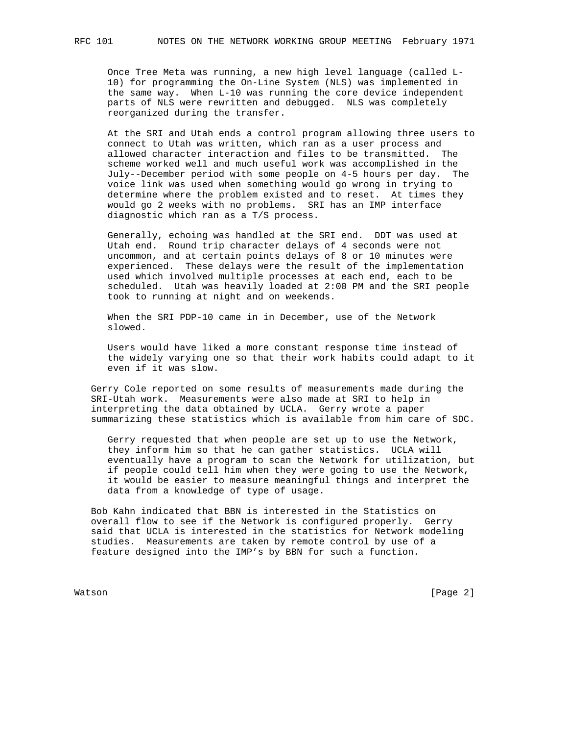Once Tree Meta was running, a new high level language (called L-10) for programming the On-Line System (NLS) was implemented in the same way. When L-10 was running the core device independent parts of NLS were rewritten and debugged. NLS was completely reorganized during the transfer.

At the SRI and Utah ends a control program allowing three users to connect to Utah was written, which ran as a user process and allowed character interaction and files to be transmitted. The scheme worked well and much useful work was accomplished in the July--December period with some people on 4-5 hours per day. The voice link was used when something would go wrong in trying to determine where the problem existed and to reset. At times they would go 2 weeks with no problems. SRI has an IMP interface diagnostic which ran as a T/S process.

Generally, echoing was handled at the SRI end. DDT was used at Utah end. Round trip character delays of 4 seconds were not uncommon, and at certain points delays of 8 or 10 minutes were experienced. These delays were the result of the implementation used which involved multiple processes at each end, each to be scheduled. Utah was heavily loaded at 2:00 PM and the SRI people took to running at night and on weekends.

When the SRI PDP-10 came in in December, use of the Network slowed.

Users would have liked a more constant response time instead of the widely varying one so that their work habits could adapt to it even if it was slow.

Gerry Cole reported on some results of measurements made during the SRI-Utah work. Measurements were also made at SRI to help in interpreting the data obtained by UCLA. Gerry wrote a paper summarizing these statistics which is available from him care of SDC.

Gerry requested that when people are set up to use the Network, they inform him so that he can gather statistics. UCLA will eventually have a program to scan the Network for utilization, but if people could tell him when they were going to use the Network, it would be easier to measure meaningful things and interpret the data from a knowledge of type of usage.

Bob Kahn indicated that BBN is interested in the Statistics on overall flow to see if the Network is configured properly. Gerry said that UCLA is interested in the statistics for Network modeling studies. Measurements are taken by remote control by use of a feature designed into the IMP's by BBN for such a function.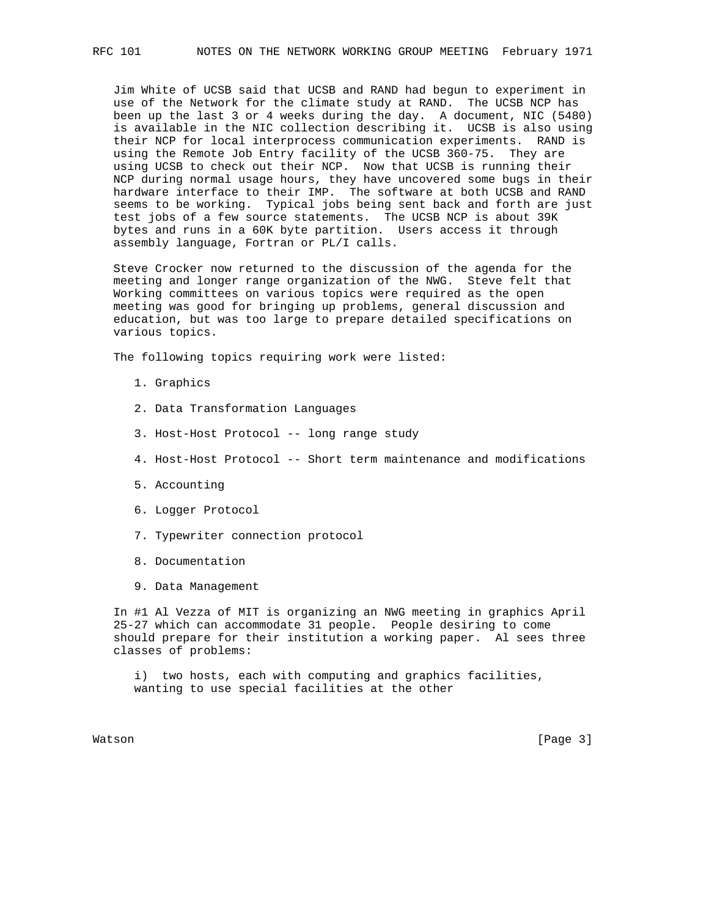Jim White of UCSB said that UCSB and RAND had begun to experiment in use of the Network for the climate study at RAND. The UCSB NCP has been up the last 3 or 4 weeks during the day. A document, NIC (5480) is available in the NIC collection describing it. UCSB is also using their NCP for local interprocess communication experiments. RAND is using the Remote Job Entry facility of the UCSB 360-75. They are using UCSB to check out their NCP. Now that UCSB is running their NCP during normal usage hours, they have uncovered some bugs in their hardware interface to their IMP. The software at both UCSB and RAND seems to be working. Typical jobs being sent back and forth are just test jobs of a few source statements. The UCSB NCP is about 39K bytes and runs in a 60K byte partition. Users access it through assembly language, Fortran or PL/I calls.

Steve Crocker now returned to the discussion of the agenda for the meeting and longer range organization of the NWG. Steve felt that Working committees on various topics were required as the open meeting was good for bringing up problems, general discussion and education, but was too large to prepare detailed specifications on various topics.

The following topics requiring work were listed:

1. Graphics
2. Data Transformation Languages
3. Host-Host Protocol -- long range study
4. Host-Host Protocol -- Short term maintenance and modifications
5. Accounting
6. Logger Protocol
7. Typewriter connection protocol
8. Documentation
9. Data Management

In #1 Al Vezza of MIT is organizing an NWG meeting in graphics April 25-27 which can accommodate 31 people. People desiring to come should prepare for their institution a working paper. Al sees three classes of problems:

i) two hosts, each with computing and graphics facilities, wanting to use special facilities at the other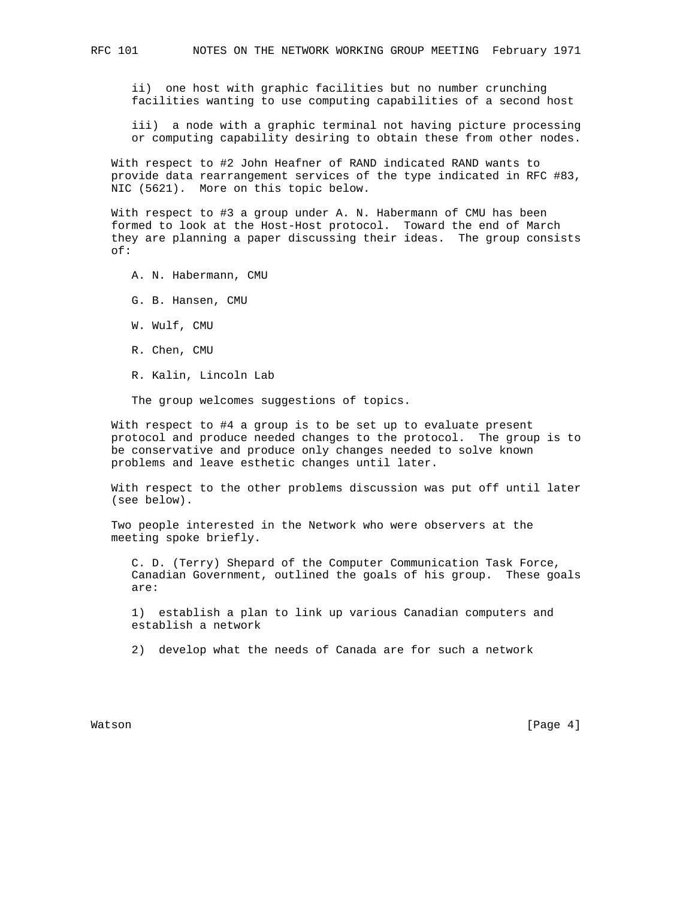ii) one host with graphic facilities but no number crunching facilities wanting to use computing capabilities of a second host

iii) a node with a graphic terminal not having picture processing or computing capability desiring to obtain these from other nodes.

With respect to #2 John Heafner of RAND indicated RAND wants to provide data rearrangement services of the type indicated in RFC #83, NIC (5621). More on this topic below.

With respect to #3 a group under A. N. Habermann of CMU has been formed to look at the Host-Host protocol. Toward the end of March they are planning a paper discussing their ideas. The group consists of:

A. N. Habermann, CMU

G. B. Hansen, CMU

W. Wulf, CMU

R. Chen, CMU

R. Kalin, Lincoln Lab

The group welcomes suggestions of topics.

With respect to #4 a group is to be set up to evaluate present protocol and produce needed changes to the protocol. The group is to be conservative and produce only changes needed to solve known problems and leave esthetic changes until later.

With respect to the other problems discussion was put off until later (see below).

Two people interested in the Network who were observers at the meeting spoke briefly.

C. D. (Terry) Shepard of the Computer Communication Task Force, Canadian Government, outlined the goals of his group. These goals are:

1) establish a plan to link up various Canadian computers and establish a network

2) develop what the needs of Canada are for such a network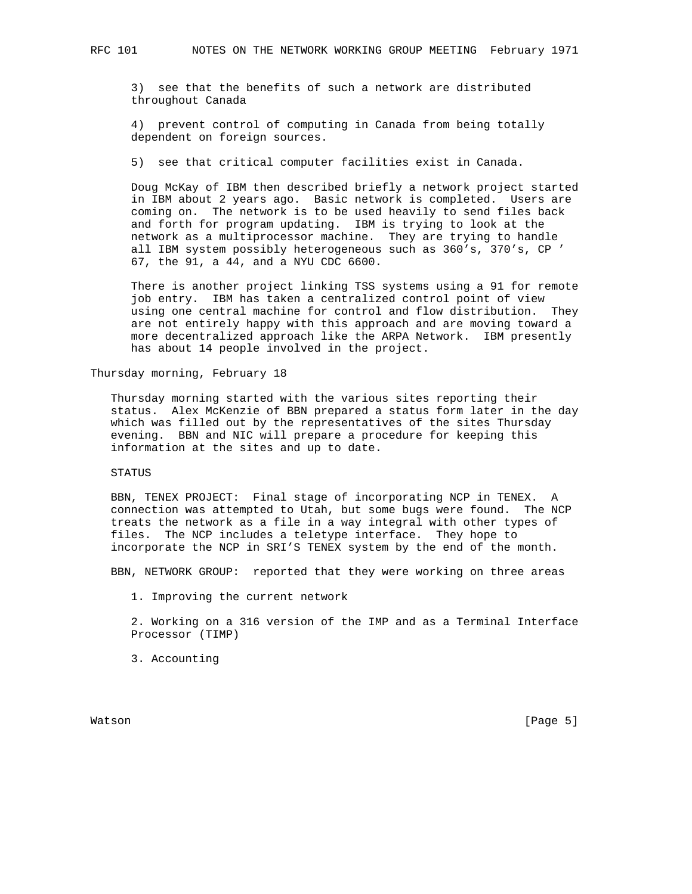3) see that the benefits of such a network are distributed throughout Canada

4) prevent control of computing in Canada from being totally dependent on foreign sources.

5) see that critical computer facilities exist in Canada.

Doug McKay of IBM then described briefly a network project started in IBM about 2 years ago. Basic network is completed. Users are coming on. The network is to be used heavily to send files back and forth for program updating. IBM is trying to look at the network as a multiprocessor machine. They are trying to handle all IBM system possibly heterogeneous such as 360's, 370's, CP ' 67, the 91, a 44, and a NYU CDC 6600.

There is another project linking TSS systems using a 91 for remote job entry. IBM has taken a centralized control point of view using one central machine for control and flow distribution. They are not entirely happy with this approach and are moving toward a more decentralized approach like the ARPA Network. IBM presently has about 14 people involved in the project.

Thursday morning, February 18

Thursday morning started with the various sites reporting their status. Alex McKenzie of BBN prepared a status form later in the day which was filled out by the representatives of the sites Thursday evening. BBN and NIC will prepare a procedure for keeping this information at the sites and up to date.

STATUS

BBN, TENEX PROJECT: Final stage of incorporating NCP in TENEX. A connection was attempted to Utah, but some bugs were found. The NCP treats the network as a file in a way integral with other types of files. The NCP includes a teletype interface. They hope to incorporate the NCP in SRI'S TENEX system by the end of the month.

BBN, NETWORK GROUP: reported that they were working on three areas

1. Improving the current network

2. Working on a 316 version of the IMP and as a Terminal Interface Processor (TIMP)

3. Accounting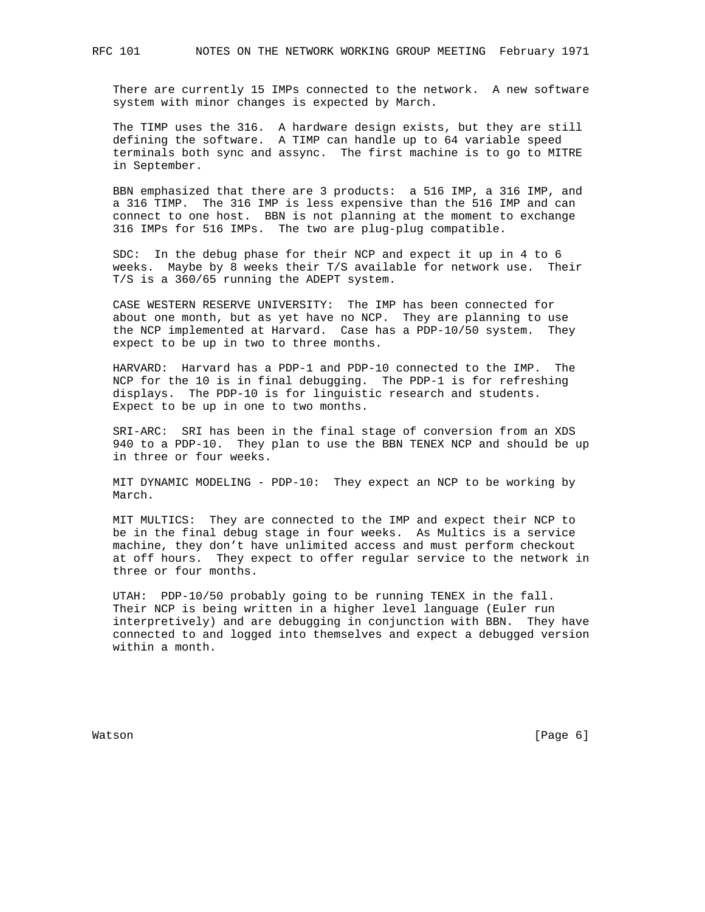There are currently 15 IMPs connected to the network. A new software system with minor changes is expected by March.

The TIMP uses the 316. A hardware design exists, but they are still defining the software. A TIMP can handle up to 64 variable speed terminals both sync and assync. The first machine is to go to MITRE in September.

BBN emphasized that there are 3 products: a 516 IMP, a 316 IMP, and a 316 TIMP. The 316 IMP is less expensive than the 516 IMP and can connect to one host. BBN is not planning at the moment to exchange 316 IMPs for 516 IMPs. The two are plug-plug compatible.

SDC: In the debug phase for their NCP and expect it up in 4 to 6 weeks. Maybe by 8 weeks their T/S available for network use. Their T/S is a 360/65 running the ADEPT system.

CASE WESTERN RESERVE UNIVERSITY: The IMP has been connected for about one month, but as yet have no NCP. They are planning to use the NCP implemented at Harvard. Case has a PDP-10/50 system. They expect to be up in two to three months.

HARVARD: Harvard has a PDP-1 and PDP-10 connected to the IMP. The NCP for the 10 is in final debugging. The PDP-1 is for refreshing displays. The PDP-10 is for linguistic research and students. Expect to be up in one to two months.

SRI-ARC: SRI has been in the final stage of conversion from an XDS 940 to a PDP-10. They plan to use the BBN TENEX NCP and should be up in three or four weeks.

MIT DYNAMIC MODELING - PDP-10: They expect an NCP to be working by March.

MIT MULTICS: They are connected to the IMP and expect their NCP to be in the final debug stage in four weeks. As Multics is a service machine, they don't have unlimited access and must perform checkout at off hours. They expect to offer regular service to the network in three or four months.

UTAH: PDP-10/50 probably going to be running TENEX in the fall. Their NCP is being written in a higher level language (Euler run interpretively) and are debugging in conjunction with BBN. They have connected to and logged into themselves and expect a debugged version within a month.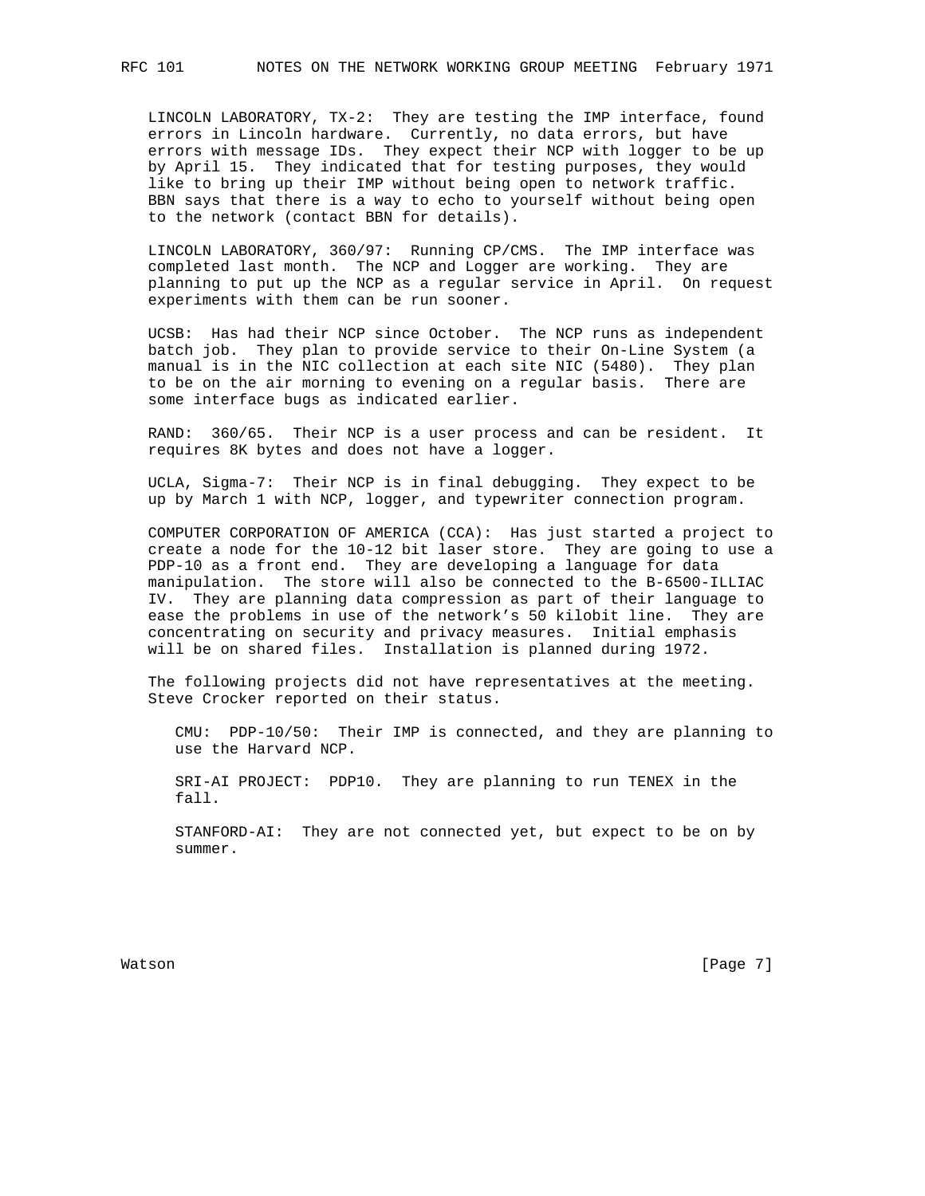LINCOLN LABORATORY, TX-2: They are testing the IMP interface, found errors in Lincoln hardware. Currently, no data errors, but have errors with message IDs. They expect their NCP with logger to be up by April 15. They indicated that for testing purposes, they would like to bring up their IMP without being open to network traffic. BBN says that there is a way to echo to yourself without being open to the network (contact BBN for details).

LINCOLN LABORATORY, 360/97: Running CP/CMS. The IMP interface was completed last month. The NCP and Logger are working. They are planning to put up the NCP as a regular service in April. On request experiments with them can be run sooner.

UCSB: Has had their NCP since October. The NCP runs as independent batch job. They plan to provide service to their On-Line System (a manual is in the NIC collection at each site NIC (5480). They plan to be on the air morning to evening on a regular basis. There are some interface bugs as indicated earlier.

RAND: 360/65. Their NCP is a user process and can be resident. It requires 8K bytes and does not have a logger.

UCLA, Sigma-7: Their NCP is in final debugging. They expect to be up by March 1 with NCP, logger, and typewriter connection program.

COMPUTER CORPORATION OF AMERICA (CCA): Has just started a project to create a node for the 10-12 bit laser store. They are going to use a PDP-10 as a front end. They are developing a language for data manipulation. The store will also be connected to the B-6500-ILLIAC IV. They are planning data compression as part of their language to ease the problems in use of the network’s 50 kilobit line. They are concentrating on security and privacy measures. Initial emphasis will be on shared files. Installation is planned during 1972.

The following projects did not have representatives at the meeting. Steve Crocker reported on their status.

> CMU: PDP-10/50: Their IMP is connected, and they are planning to use the Harvard NCP.
>
> SRI-AI PROJECT: PDP10. They are planning to run TENEX in the fall.
>
> STANFORD-AI: They are not connected yet, but expect to be on by summer.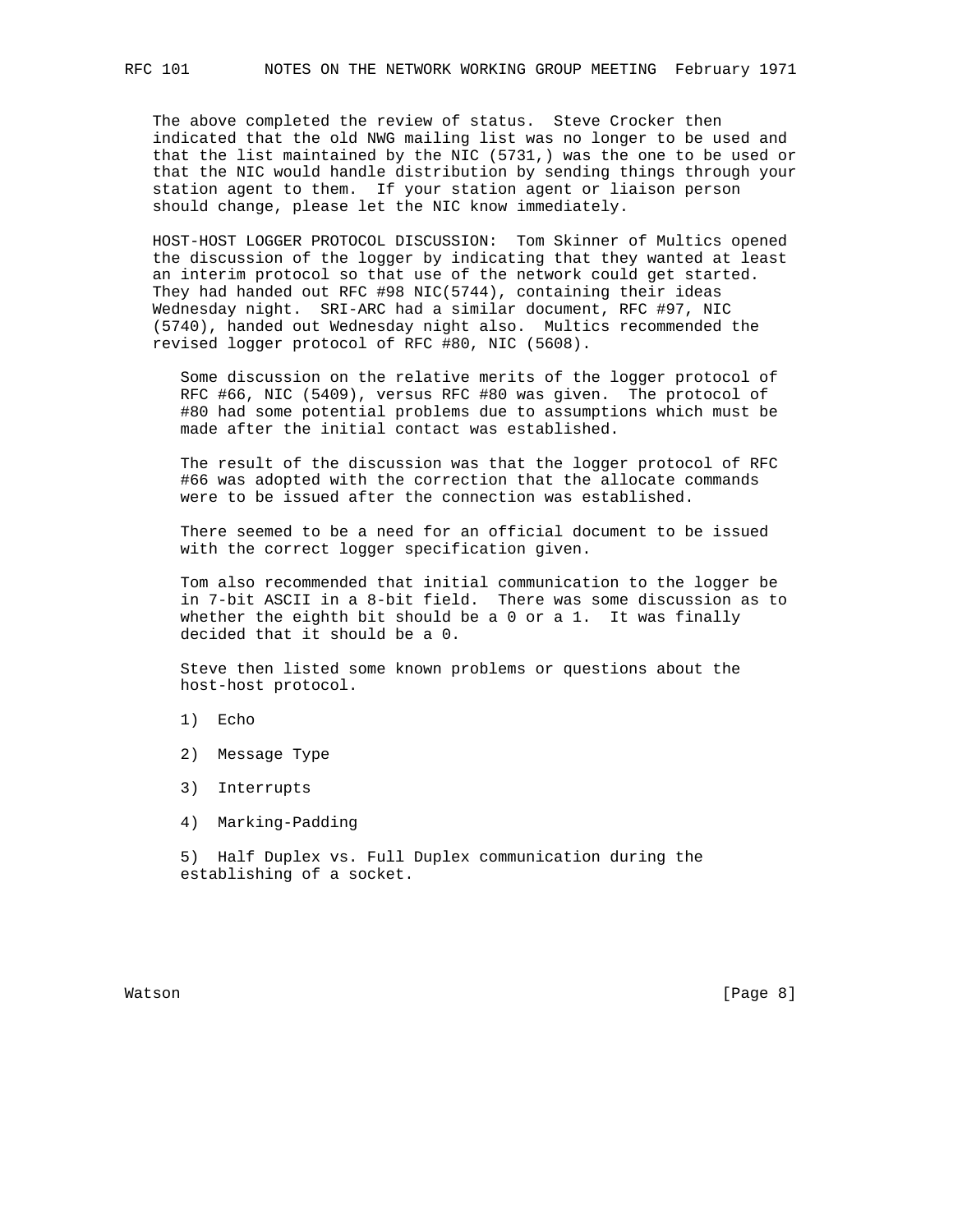The above completed the review of status. Steve Crocker then indicated that the old NWG mailing list was no longer to be used and that the list maintained by the NIC (5731,) was the one to be used or that the NIC would handle distribution by sending things through your station agent to them. If your station agent or liaison person should change, please let the NIC know immediately.

HOST-HOST LOGGER PROTOCOL DISCUSSION: Tom Skinner of Multics opened the discussion of the logger by indicating that they wanted at least an interim protocol so that use of the network could get started. They had handed out RFC #98 NIC(5744), containing their ideas Wednesday night. SRI-ARC had a similar document, RFC #97, NIC (5740), handed out Wednesday night also. Multics recommended the revised logger protocol of RFC #80, NIC (5608).

Some discussion on the relative merits of the logger protocol of RFC #66, NIC (5409), versus RFC #80 was given. The protocol of #80 had some potential problems due to assumptions which must be made after the initial contact was established.

The result of the discussion was that the logger protocol of RFC #66 was adopted with the correction that the allocate commands were to be issued after the connection was established.

There seemed to be a need for an official document to be issued with the correct logger specification given.

Tom also recommended that initial communication to the logger be in 7-bit ASCII in a 8-bit field. There was some discussion as to whether the eighth bit should be a 0 or a 1. It was finally decided that it should be a 0.

Steve then listed some known problems or questions about the host-host protocol.

1) Echo

2) Message Type

3) Interrupts

4) Marking-Padding

5) Half Duplex vs. Full Duplex communication during the establishing of a socket.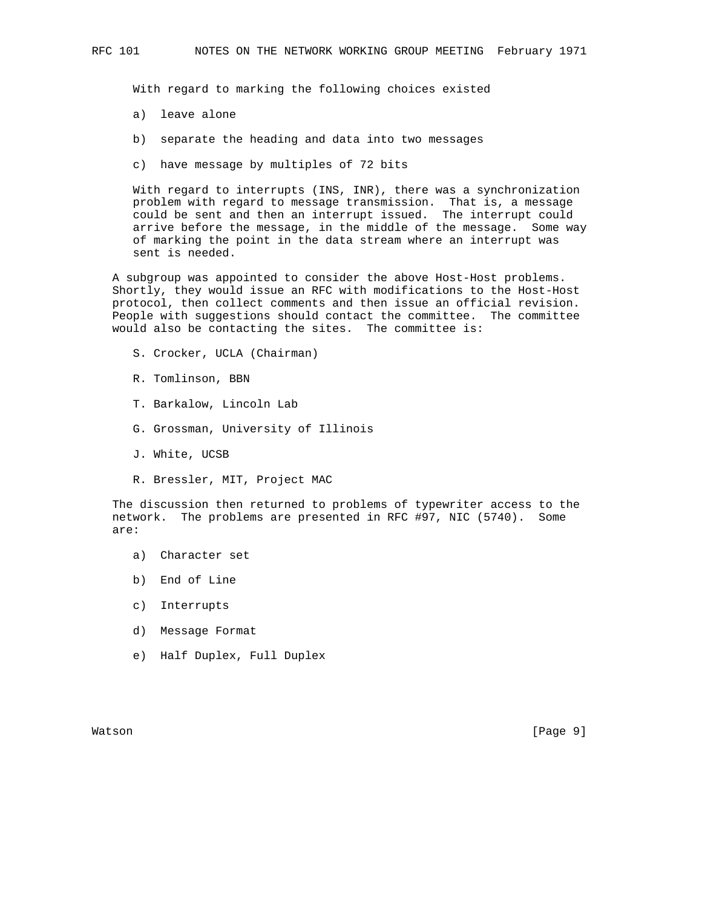With regard to marking the following choices existed

a) leave alone

b) separate the heading and data into two messages

c) have message by multiples of 72 bits

With regard to interrupts (INS, INR), there was a synchronization problem with regard to message transmission. That is, a message could be sent and then an interrupt issued. The interrupt could arrive before the message, in the middle of the message. Some way of marking the point in the data stream where an interrupt was sent is needed.

A subgroup was appointed to consider the above Host-Host problems. Shortly, they would issue an RFC with modifications to the Host-Host protocol, then collect comments and then issue an official revision. People with suggestions should contact the committee. The committee would also be contacting the sites. The committee is:

S. Crocker, UCLA (Chairman)

R. Tomlinson, BBN

T. Barkalow, Lincoln Lab

G. Grossman, University of Illinois

J. White, UCSB

R. Bressler, MIT, Project MAC

The discussion then returned to problems of typewriter access to the network. The problems are presented in RFC #97, NIC (5740). Some are:

a) Character set

b) End of Line

c) Interrupts

d) Message Format

e) Half Duplex, Full Duplex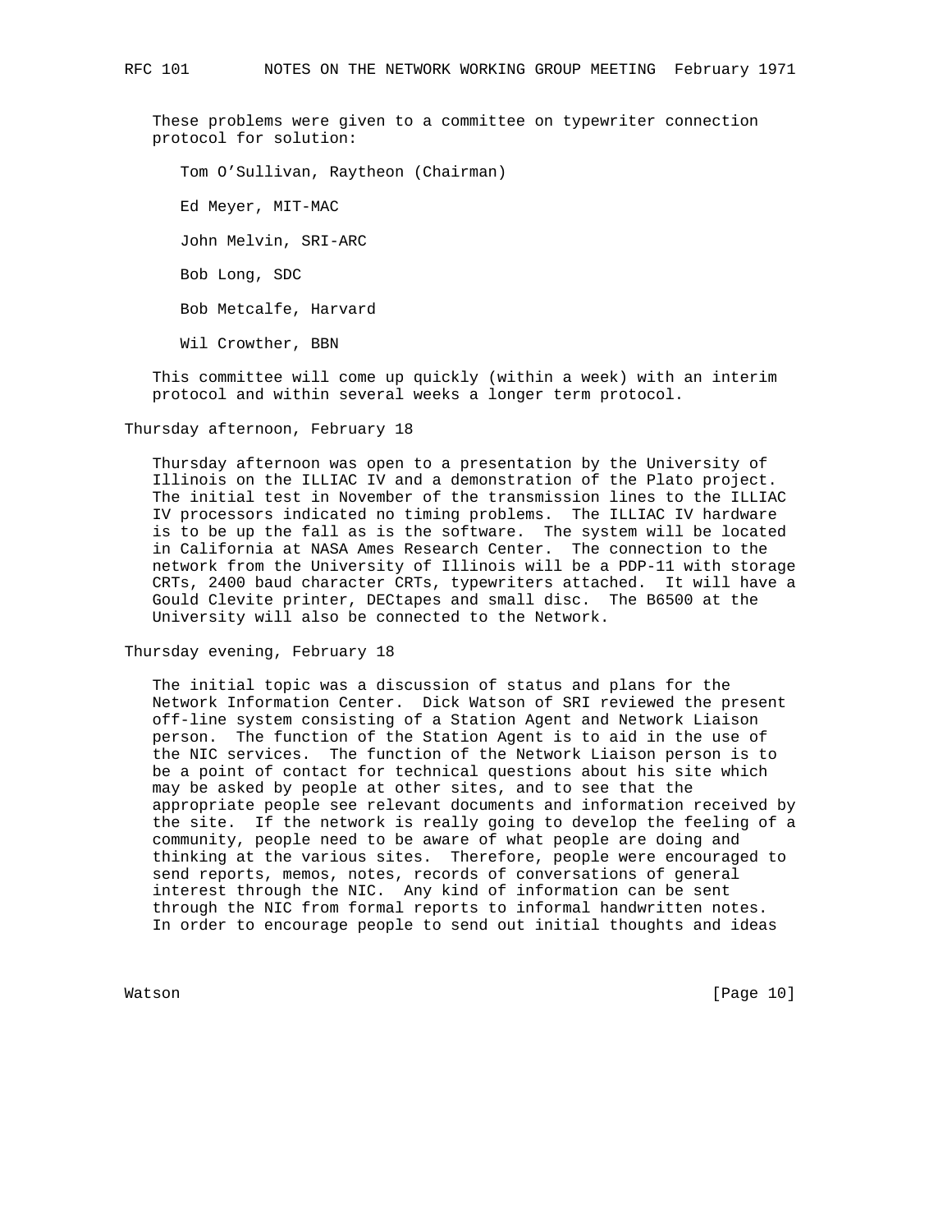These problems were given to a committee on typewriter connection protocol for solution:

Tom O'Sullivan, Raytheon (Chairman)

Ed Meyer, MIT-MAC

John Melvin, SRI-ARC

Bob Long, SDC

Bob Metcalfe, Harvard

Wil Crowther, BBN

This committee will come up quickly (within a week) with an interim protocol and within several weeks a longer term protocol.

Thursday afternoon, February 18

Thursday afternoon was open to a presentation by the University of Illinois on the ILLIAC IV and a demonstration of the Plato project. The initial test in November of the transmission lines to the ILLIAC IV processors indicated no timing problems. The ILLIAC IV hardware is to be up the fall as is the software. The system will be located in California at NASA Ames Research Center. The connection to the network from the University of Illinois will be a PDP-11 with storage CRTs, 2400 baud character CRTs, typewriters attached. It will have a Gould Clevite printer, DECtapes and small disc. The B6500 at the University will also be connected to the Network.

Thursday evening, February 18

The initial topic was a discussion of status and plans for the Network Information Center. Dick Watson of SRI reviewed the present off-line system consisting of a Station Agent and Network Liaison person. The function of the Station Agent is to aid in the use of the NIC services. The function of the Network Liaison person is to be a point of contact for technical questions about his site which may be asked by people at other sites, and to see that the appropriate people see relevant documents and information received by the site. If the network is really going to develop the feeling of a community, people need to be aware of what people are doing and thinking at the various sites. Therefore, people were encouraged to send reports, memos, notes, records of conversations of general interest through the NIC. Any kind of information can be sent through the NIC from formal reports to informal handwritten notes. In order to encourage people to send out initial thoughts and ideas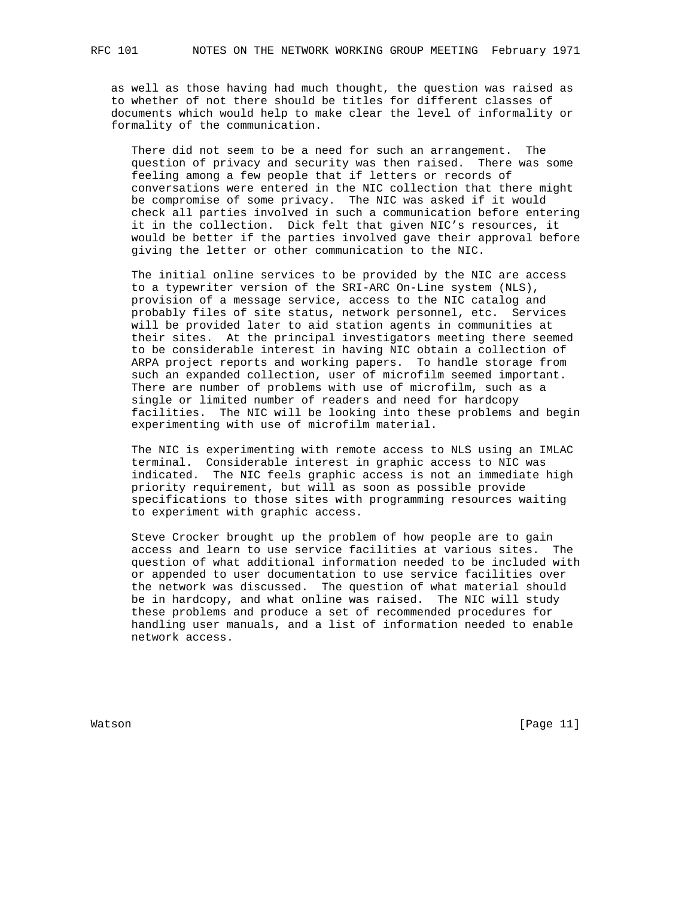as well as those having had much thought, the question was raised as to whether of not there should be titles for different classes of documents which would help to make clear the level of informality or formality of the communication.

There did not seem to be a need for such an arrangement. The question of privacy and security was then raised. There was some feeling among a few people that if letters or records of conversations were entered in the NIC collection that there might be compromise of some privacy. The NIC was asked if it would check all parties involved in such a communication before entering it in the collection. Dick felt that given NIC's resources, it would be better if the parties involved gave their approval before giving the letter or other communication to the NIC.

The initial online services to be provided by the NIC are access to a typewriter version of the SRI-ARC On-Line system (NLS), provision of a message service, access to the NIC catalog and probably files of site status, network personnel, etc. Services will be provided later to aid station agents in communities at their sites. At the principal investigators meeting there seemed to be considerable interest in having NIC obtain a collection of ARPA project reports and working papers. To handle storage from such an expanded collection, user of microfilm seemed important. There are number of problems with use of microfilm, such as a single or limited number of readers and need for hardcopy facilities. The NIC will be looking into these problems and begin experimenting with use of microfilm material.

The NIC is experimenting with remote access to NLS using an IMLAC terminal. Considerable interest in graphic access to NIC was indicated. The NIC feels graphic access is not an immediate high priority requirement, but will as soon as possible provide specifications to those sites with programming resources waiting to experiment with graphic access.

Steve Crocker brought up the problem of how people are to gain access and learn to use service facilities at various sites. The question of what additional information needed to be included with or appended to user documentation to use service facilities over the network was discussed. The question of what material should be in hardcopy, and what online was raised. The NIC will study these problems and produce a set of recommended procedures for handling user manuals, and a list of information needed to enable network access.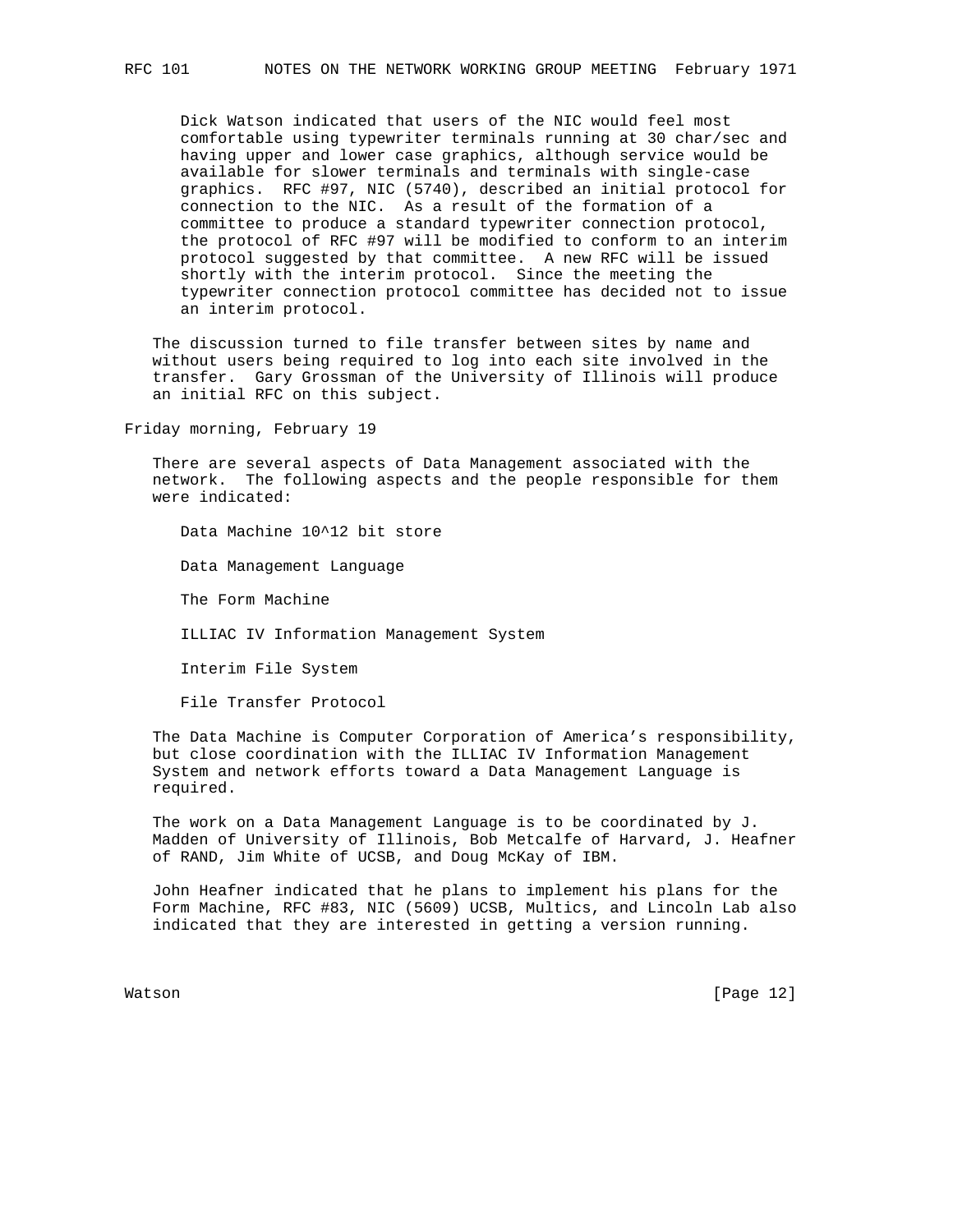Dick Watson indicated that users of the NIC would feel most comfortable using typewriter terminals running at 30 char/sec and having upper and lower case graphics, although service would be available for slower terminals and terminals with single-case graphics. RFC #97, NIC (5740), described an initial protocol for connection to the NIC. As a result of the formation of a committee to produce a standard typewriter connection protocol, the protocol of RFC #97 will be modified to conform to an interim protocol suggested by that committee. A new RFC will be issued shortly with the interim protocol. Since the meeting the typewriter connection protocol committee has decided not to issue an interim protocol.

The discussion turned to file transfer between sites by name and without users being required to log into each site involved in the transfer. Gary Grossman of the University of Illinois will produce an initial RFC on this subject.

Friday morning, February 19

There are several aspects of Data Management associated with the network. The following aspects and the people responsible for them were indicated:

Data Machine 10^12 bit store

Data Management Language

The Form Machine

ILLIAC IV Information Management System

Interim File System

File Transfer Protocol

The Data Machine is Computer Corporation of America’s responsibility, but close coordination with the ILLIAC IV Information Management System and network efforts toward a Data Management Language is required.

The work on a Data Management Language is to be coordinated by J. Madden of University of Illinois, Bob Metcalfe of Harvard, J. Heafner of RAND, Jim White of UCSB, and Doug McKay of IBM.

John Heafner indicated that he plans to implement his plans for the Form Machine, RFC #83, NIC (5609) UCSB, Multics, and Lincoln Lab also indicated that they are interested in getting a version running.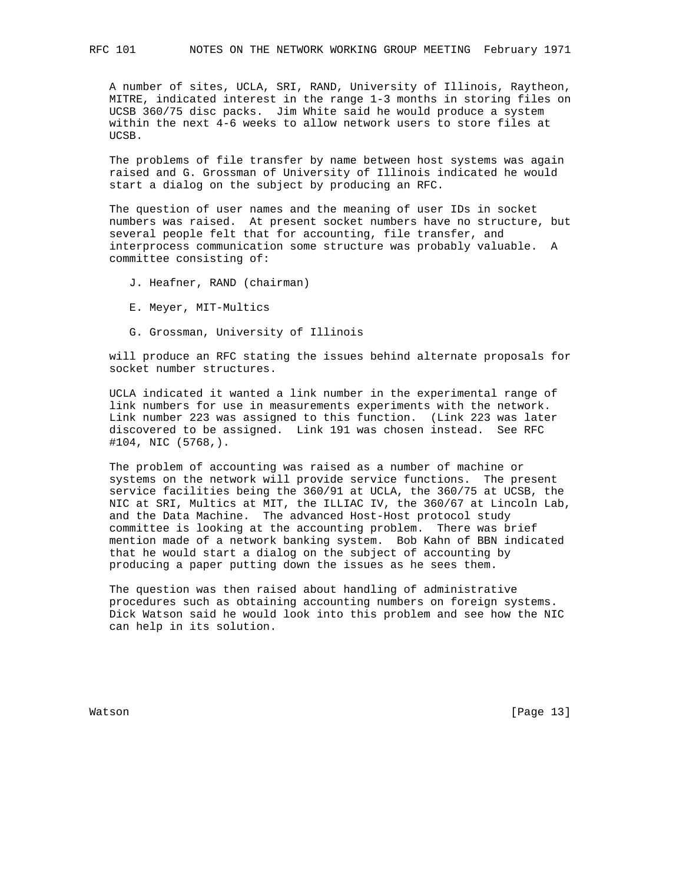A number of sites, UCLA, SRI, RAND, University of Illinois, Raytheon, MITRE, indicated interest in the range 1-3 months in storing files on UCSB 360/75 disc packs. Jim White said he would produce a system within the next 4-6 weeks to allow network users to store files at UCSB.

The problems of file transfer by name between host systems was again raised and G. Grossman of University of Illinois indicated he would start a dialog on the subject by producing an RFC.

The question of user names and the meaning of user IDs in socket numbers was raised. At present socket numbers have no structure, but several people felt that for accounting, file transfer, and interprocess communication some structure was probably valuable. A committee consisting of:

J. Heafner, RAND (chairman)

E. Meyer, MIT-Multics

G. Grossman, University of Illinois

will produce an RFC stating the issues behind alternate proposals for socket number structures.

UCLA indicated it wanted a link number in the experimental range of link numbers for use in measurements experiments with the network. Link number 223 was assigned to this function. (Link 223 was later discovered to be assigned. Link 191 was chosen instead. See RFC #104, NIC (5768,).

The problem of accounting was raised as a number of machine or systems on the network will provide service functions. The present service facilities being the 360/91 at UCLA, the 360/75 at UCSB, the NIC at SRI, Multics at MIT, the ILLIAC IV, the 360/67 at Lincoln Lab, and the Data Machine. The advanced Host-Host protocol study committee is looking at the accounting problem. There was brief mention made of a network banking system. Bob Kahn of BBN indicated that he would start a dialog on the subject of accounting by producing a paper putting down the issues as he sees them.

The question was then raised about handling of administrative procedures such as obtaining accounting numbers on foreign systems. Dick Watson said he would look into this problem and see how the NIC can help in its solution.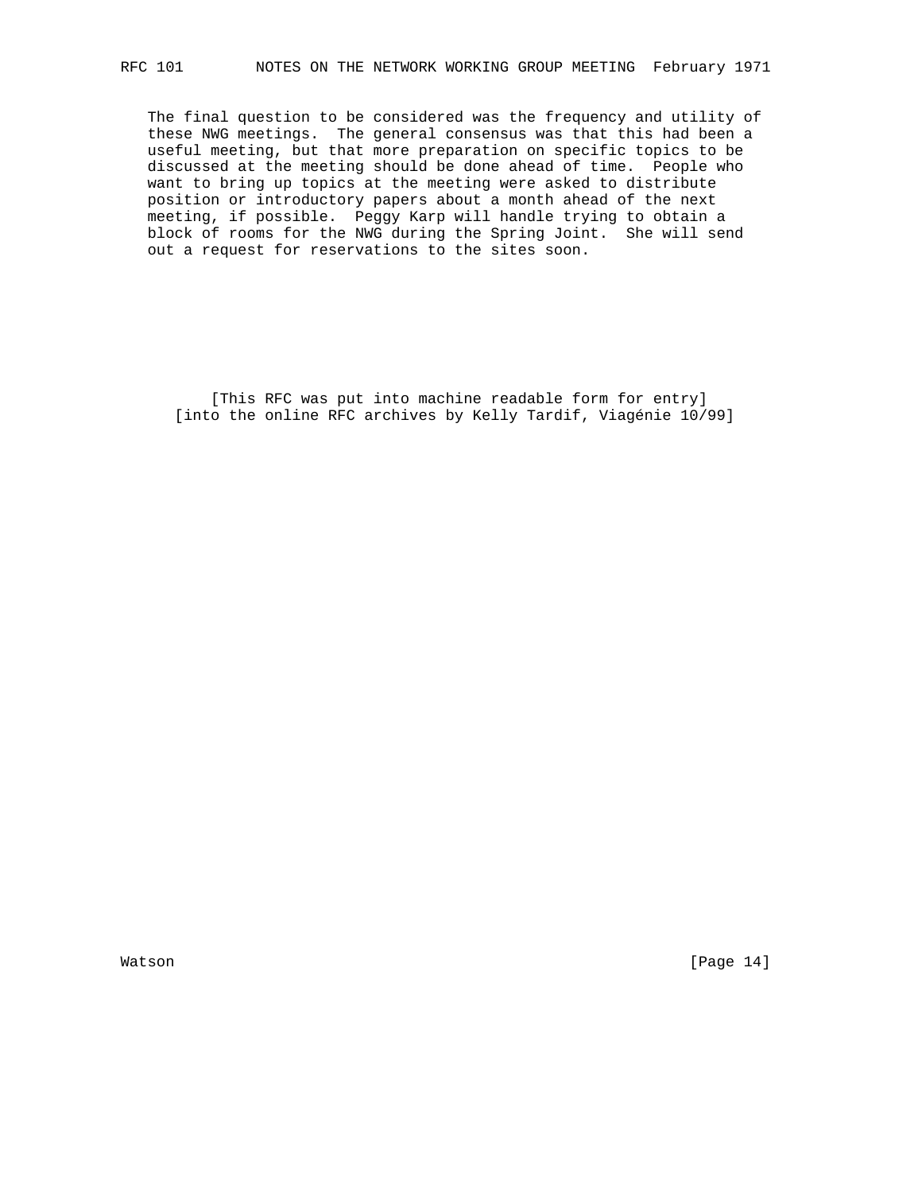The final question to be considered was the frequency and utility of these NWG meetings. The general consensus was that this had been a useful meeting, but that more preparation on specific topics to be discussed at the meeting should be done ahead of time. People who want to bring up topics at the meeting were asked to distribute position or introductory papers about a month ahead of the next meeting, if possible. Peggy Karp will handle trying to obtain a block of rooms for the NWG during the Spring Joint. She will send out a request for reservations to the sites soon.

[This RFC was put into machine readable form for entry]
[into the online RFC archives by Kelly Tardif, Viagénie 10/99]